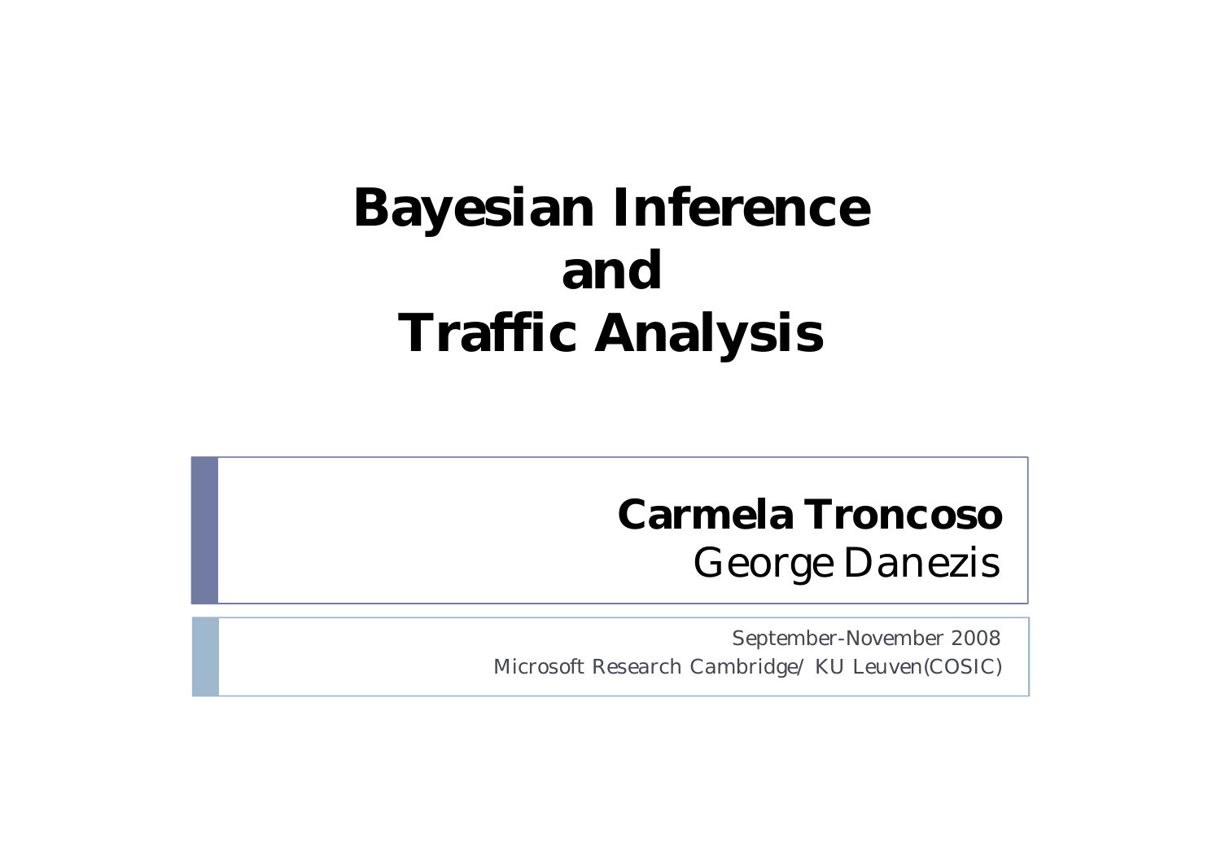# Bayesian Inference and Traffic Analysis

**Carmela Troncoso**
George Danezis

September-November 2008
Microsoft Research Cambridge/ KU Leuven(COSIC)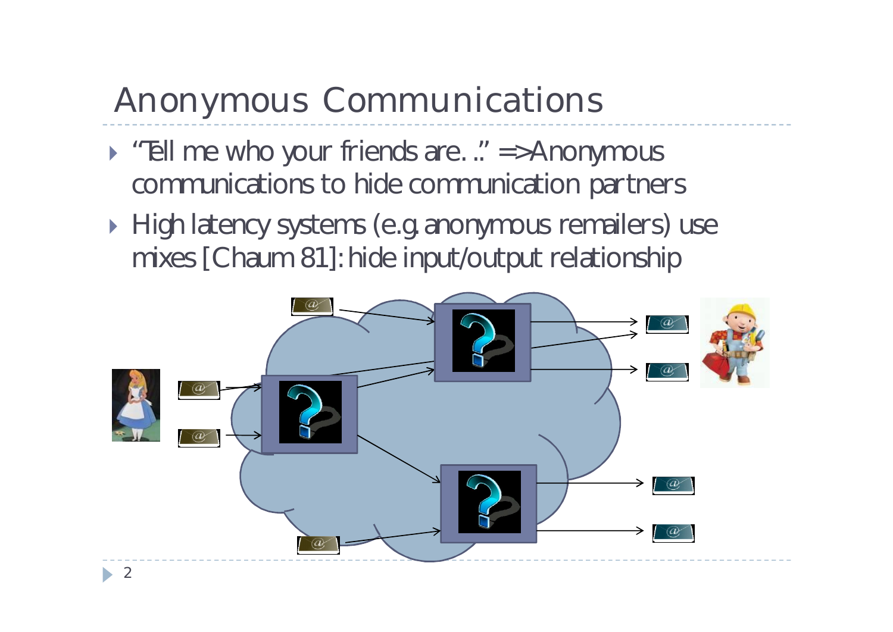# Anonymous Communications

- "Tell me who your friends are…" => Anonymous communications to hide communication partners
- High latency systems (e.g. anonymous remailers) use mixes [Chaum 81]: hide input/output relationship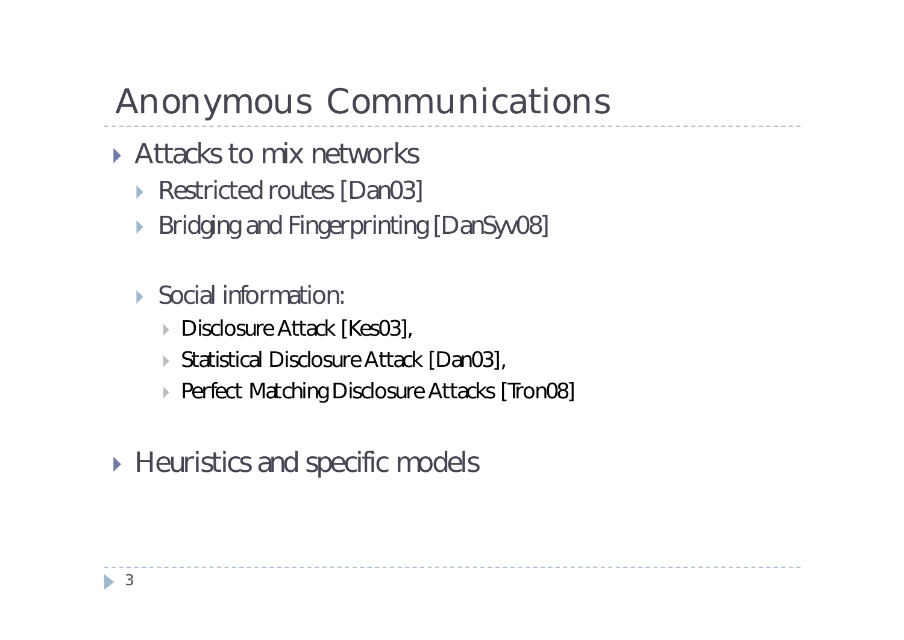# Anonymous Communications

- Attacks to mix networks
  - Restricted routes [Dan03]
  - Bridging and Fingerprinting [DanSyv08]

  - Social information:
    - Disclosure Attack [Kes03],
    - Statistical Disclosure Attack [Dan03],
    - Perfect Matching Disclosure Attacks [Tron08]

- Heuristics and specific models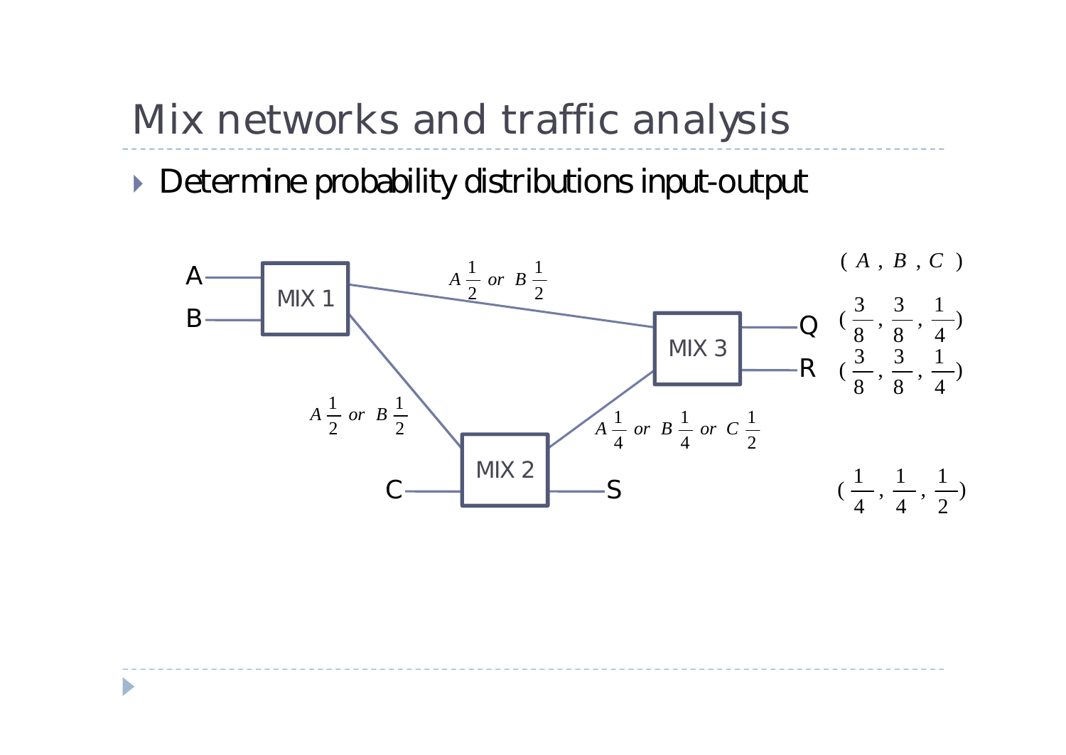# Mix networks and traffic analysis

- Determine probability distributions input-output

A, B → MIX 1

MIX 1 → MIX 3: $A\,\frac{1}{2}$ or $B\,\frac{1}{2}$

MIX 1 → MIX 2: $A\,\frac{1}{2}$ or $B\,\frac{1}{2}$

C → MIX 2

MIX 2 → MIX 3: $A\,\frac{1}{4}$ or $B\,\frac{1}{4}$ or $C\,\frac{1}{2}$

| Output | $(A, B, C)$ |
|---|---|
| Q | $(\frac{3}{8}, \frac{3}{8}, \frac{1}{4})$ |
| R | $(\frac{3}{8}, \frac{3}{8}, \frac{1}{4})$ |
| S | $(\frac{1}{4}, \frac{1}{4}, \frac{1}{2})$ |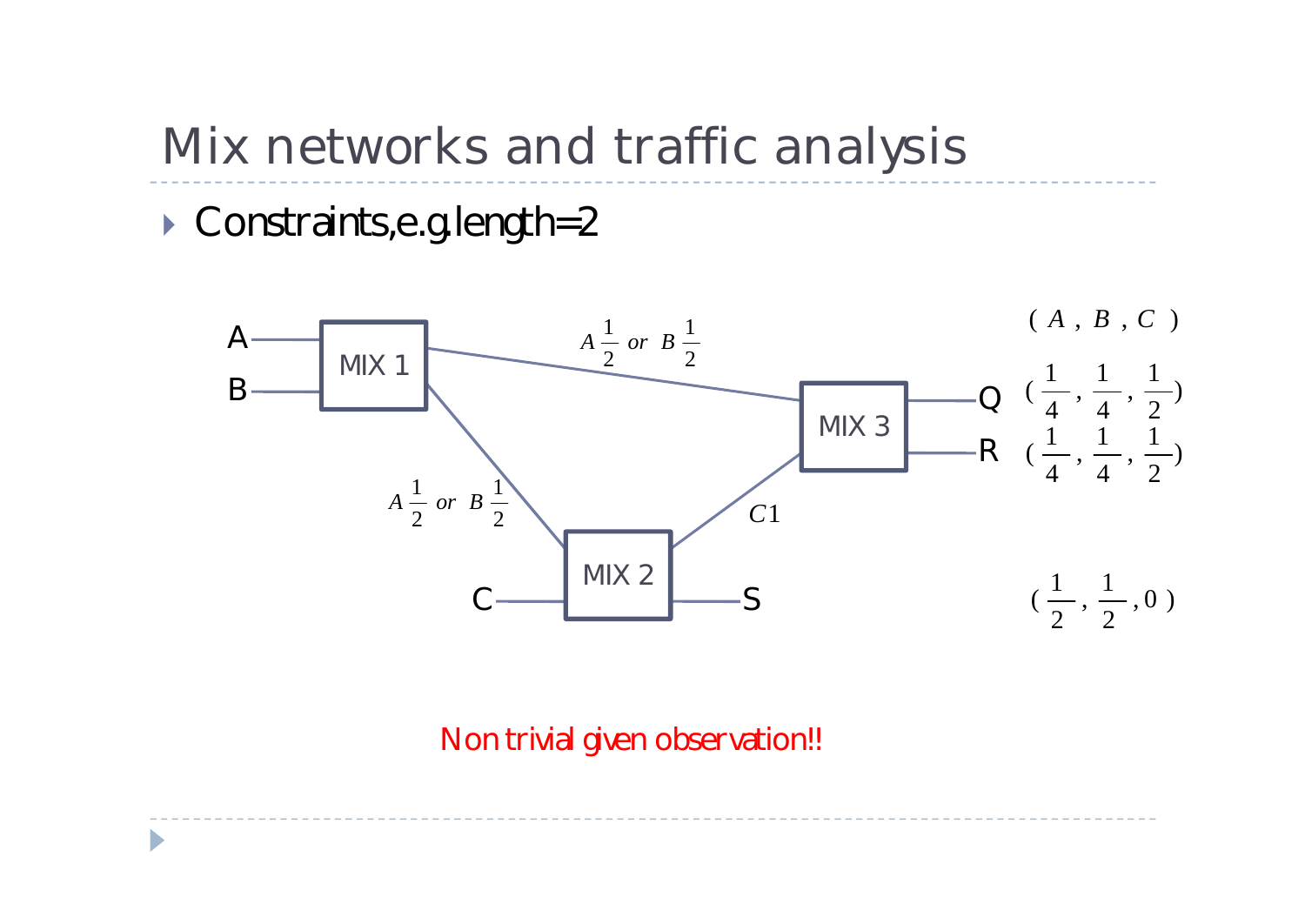# Mix networks and traffic analysis

- Constraints, e.g. length=2

A — MIX 1 — B

MIX 1 → MIX 3: $A\frac{1}{2}$ or $B\frac{1}{2}$

MIX 1 → MIX 2: $A\frac{1}{2}$ or $B\frac{1}{2}$

C — MIX 2 — S

MIX 2 → MIX 3: $C1$

MIX 3 — Q, R

| | $(A$ | $B$ | $C)$ |
|---|---|---|---|
| Q | $\frac{1}{4}$ | $\frac{1}{4}$ | $\frac{1}{2}$ |
| R | $\frac{1}{4}$ | $\frac{1}{4}$ | $\frac{1}{2}$ |
| S | $\frac{1}{2}$ | $\frac{1}{2}$ | $0$ |

Non trivial given observation!!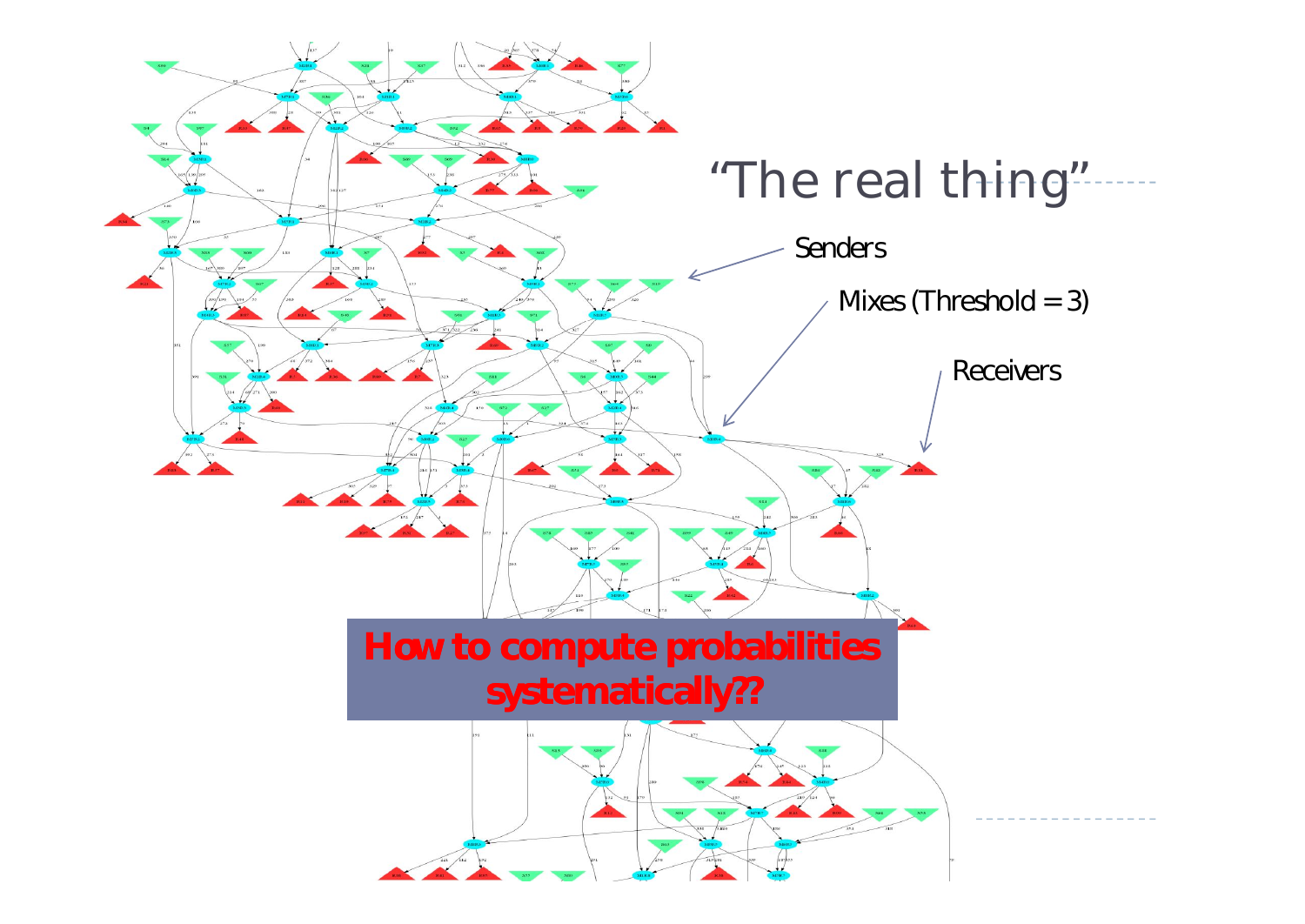# "The real thing"

Senders

Mixes (Threshold = 3)

Receivers

**How to compute probabilities systematically??**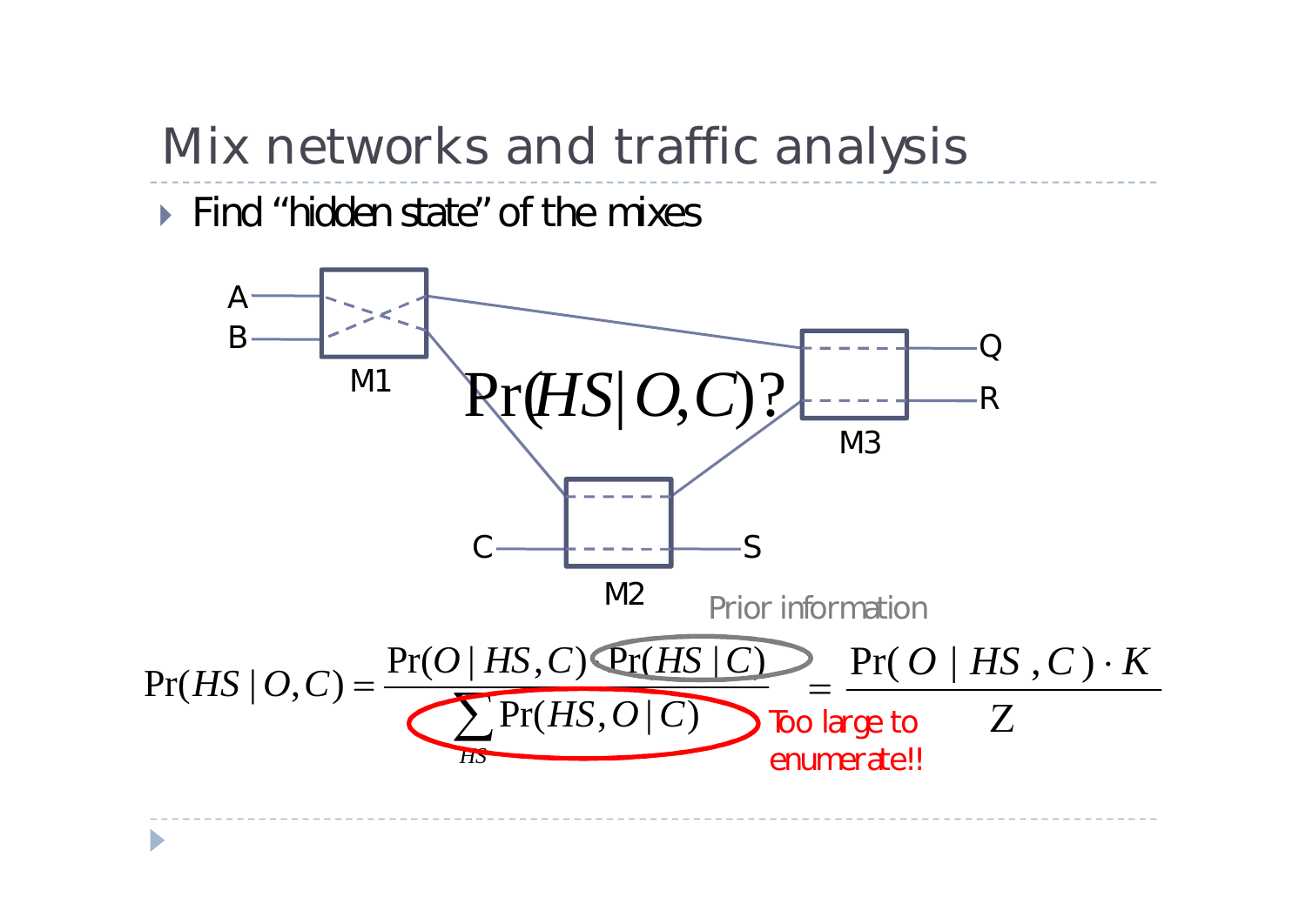# Mix networks and traffic analysis

- Find "hidden state" of the mixes

A, B → M1; C → M2; M1 → M3, M1 → M2; M2 → S; M2 → M3; M3 → Q, R

$$\Pr(HS \mid O, C)?$$

Prior information

$$\Pr(HS \mid O, C) = \frac{\Pr(O \mid HS, C)\,\Pr(HS \mid C)}{\sum_{HS} \Pr(HS, O \mid C)} = \frac{\Pr(O \mid HS, C) \cdot K}{Z}$$

Too large to enumerate!!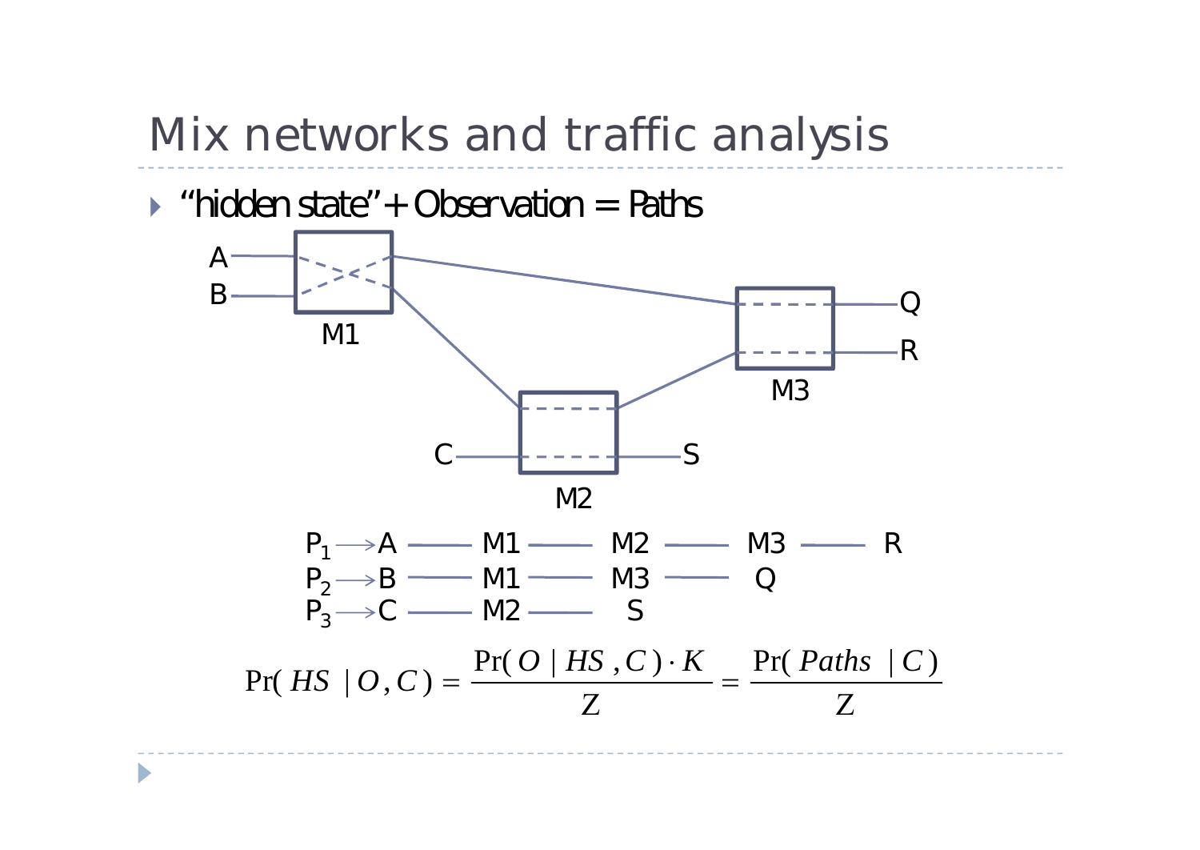# Mix networks and traffic analysis

- "hidden state" + Observation = Paths

A, B → M1; C → M2; M1 → M2, M1 → M3; M2 → M3, M2 → S; M3 → Q, R

$P_1 \rightarrow$ A — M1 — M2 — M3 — R

$P_2 \rightarrow$ B — M1 — M3 — Q

$P_3 \rightarrow$ C — M2 — S

$$\Pr(HS \mid O, C) = \frac{\Pr(O \mid HS, C) \cdot K}{Z} = \frac{\Pr(Paths \mid C)}{Z}$$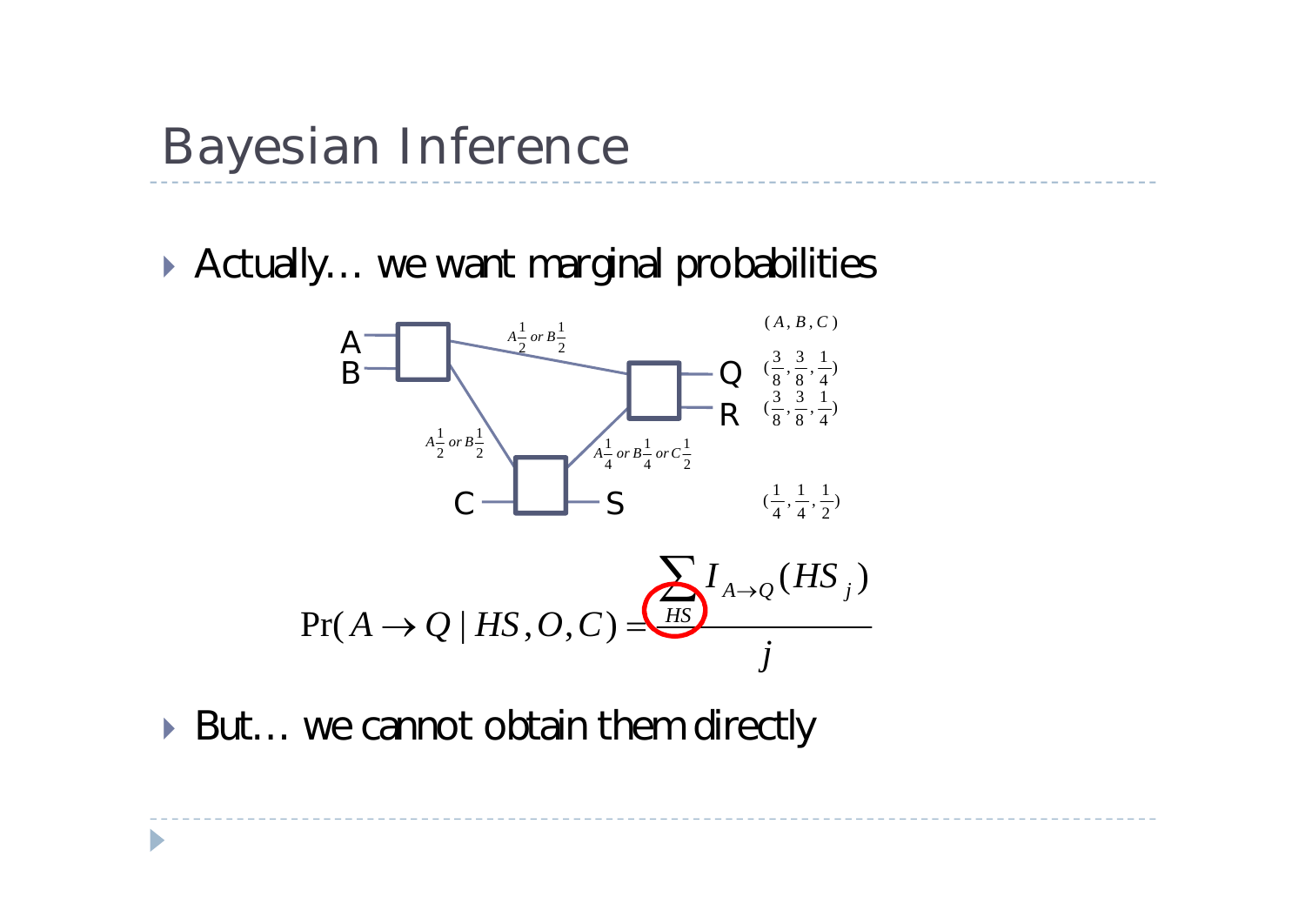# Bayesian Inference

- Actually… we want marginal probabilities

A, B → (box) — $A\frac{1}{2}$ or $B\frac{1}{2}$ → (box) → Q, R

(box A,B) — $A\frac{1}{2}$ or $B\frac{1}{2}$ → (box) ← C, → S

(box C) — $A\frac{1}{4}$ or $B\frac{1}{4}$ or $C\frac{1}{2}$ → (box Q,R)

$(A, B, C)$

Q $(\frac{3}{8}, \frac{3}{8}, \frac{1}{4})$

R $(\frac{3}{8}, \frac{3}{8}, \frac{1}{4})$

S $(\frac{1}{4}, \frac{1}{4}, \frac{1}{2})$

$$\Pr(A \rightarrow Q \mid HS, O, C) = \frac{\sum_{HS} I_{A \rightarrow Q}(HS_j)}{j}$$

- But… we cannot obtain them directly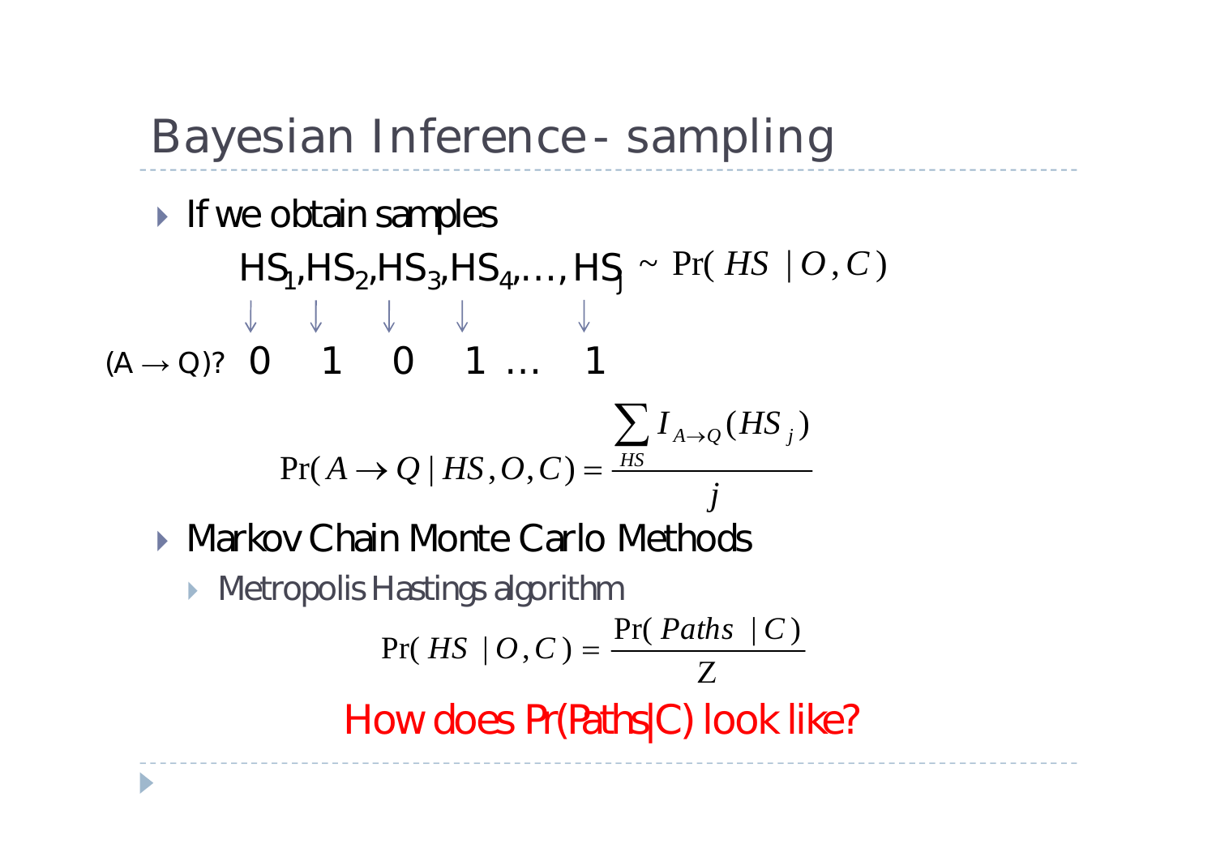# Bayesian Inference - sampling

- If we obtain samples

$$HS_1, HS_2, HS_3, HS_4, \ldots, HS_j \sim \Pr(HS \mid O, C)$$

$$\downarrow \quad \downarrow \quad \downarrow \quad \downarrow \quad \quad \downarrow$$

$(A \rightarrow Q)$? 0 1 0 1 … 1

$$\Pr(A \rightarrow Q \mid HS, O, C) = \frac{\sum_{HS} I_{A \rightarrow Q}(HS_j)}{j}$$

- Markov Chain Monte Carlo Methods
  - Metropolis Hastings algorithm

$$\Pr(HS \mid O, C) = \frac{\Pr(Paths \mid C)}{Z}$$

How does Pr(Paths|C) look like?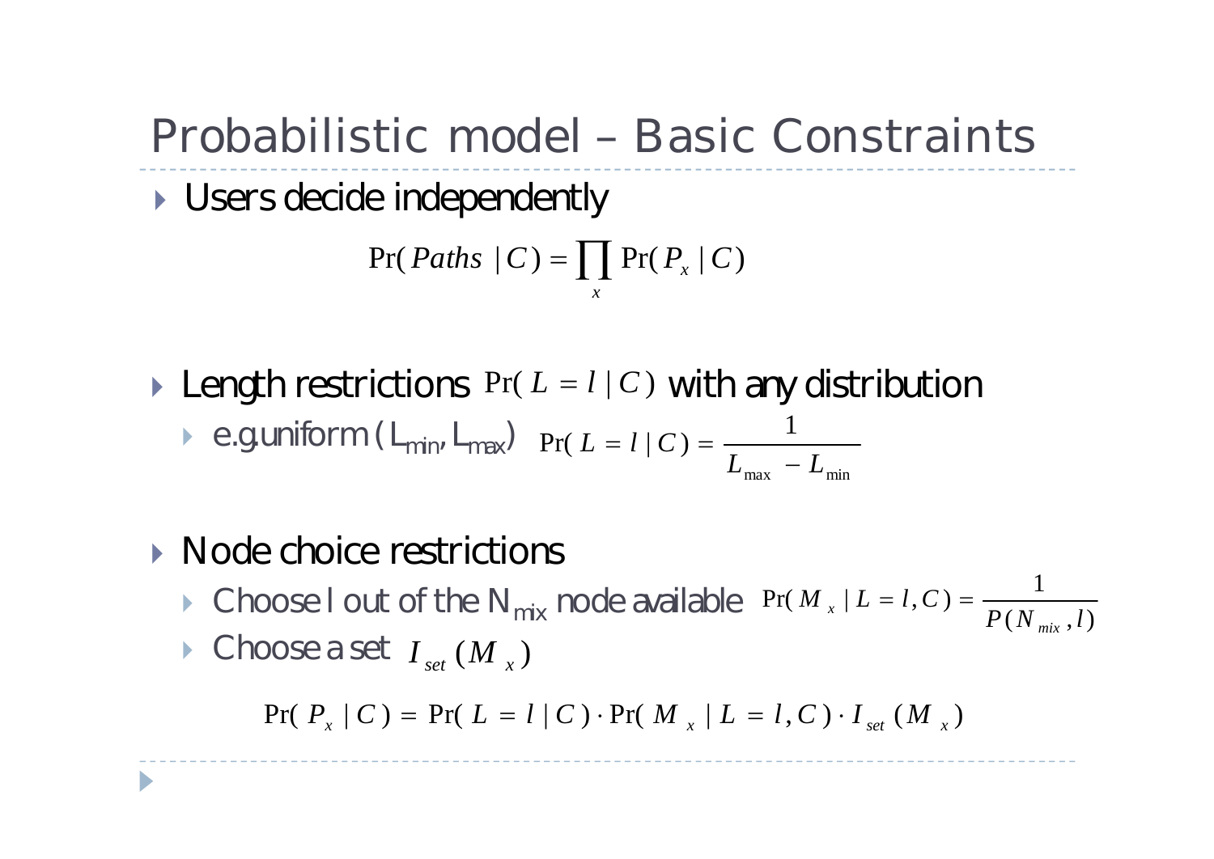# Probabilistic model – Basic Constraints

- Users decide independently

$$\Pr(Paths \mid C) = \prod_x \Pr(P_x \mid C)$$

- Length restrictions $\Pr(L = l \mid C)$ with any distribution
  - e.g. uniform ($L_{min}$, $L_{max}$) $\Pr(L = l \mid C) = \frac{1}{L_{\max} - L_{\min}}$

- Node choice restrictions
  - Choose l out of the $N_{mix}$ node available $\Pr(M_x \mid L = l, C) = \frac{1}{P(N_{mix}, l)}$
  - Choose a set $I_{set}(M_x)$

$$\Pr(P_x \mid C) = \Pr(L = l \mid C) \cdot \Pr(M_x \mid L = l, C) \cdot I_{set}(M_x)$$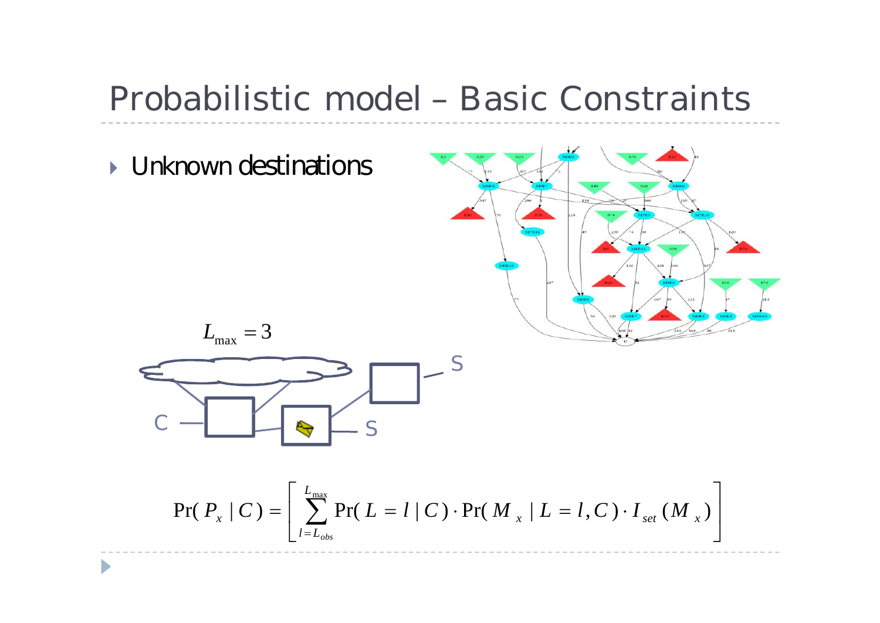# Probabilistic model – Basic Constraints

- Unknown destinations

$L_{\max} = 3$

$$\Pr(P_x \mid C) = \left[ \sum_{l=L_{obs}}^{L_{\max}} \Pr(L = l \mid C) \cdot \Pr(M_x \mid L = l, C) \cdot I_{set}(M_x) \right]$$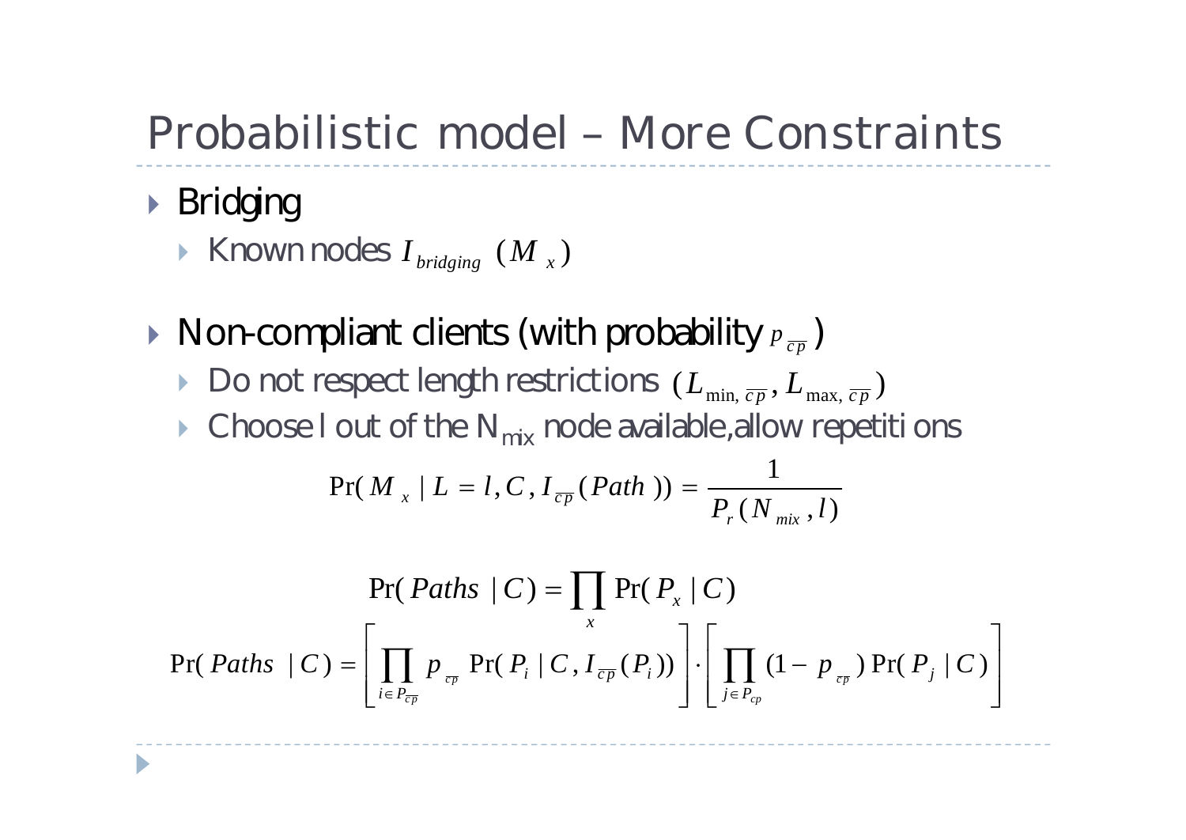# Probabilistic model – More Constraints

- Bridging
  - Known nodes $I_{bridging}\ (M_x)$
- Non-compliant clients (with probability $p_{\overline{cp}}$)
  - Do not respect length restrictions $(L_{\min, \overline{cp}}, L_{\max, \overline{cp}})$
  - Choose l out of the $N_{mix}$ node available,allow repetiti ons

$$\Pr(M_x \mid L = l, C, I_{\overline{cp}}(Path)) = \frac{1}{P_r(N_{mix}, l)}$$

$$\Pr(Paths \mid C) = \prod_x \Pr(P_x \mid C)$$

$$\Pr(Paths \mid C) = \left[ \prod_{i \in P_{\overline{cp}}} p_{\overline{cp}} \Pr(P_i \mid C, I_{\overline{cp}}(P_i)) \right] \cdot \left[ \prod_{j \in P_{cp}} (1 - p_{\overline{cp}}) \Pr(P_j \mid C) \right]$$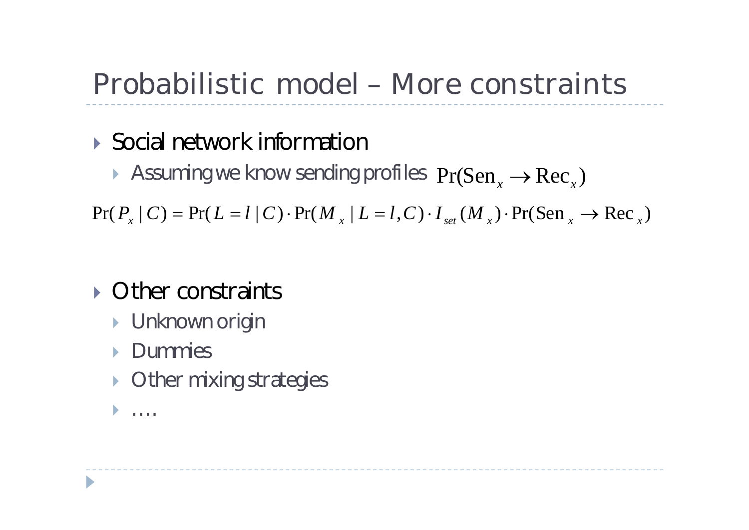# Probabilistic model – More constraints

- Social network information
  - Assuming we know sending profiles $\Pr(\text{Sen}_x \rightarrow \text{Rec}_x)$

$$\Pr(P_x \mid C) = \Pr(L = l \mid C) \cdot \Pr(M_x \mid L = l, C) \cdot I_{set}(M_x) \cdot \Pr(\text{Sen}_x \rightarrow \text{Rec}_x)$$

- Other constraints
  - Unknown origin
  - Dummies
  - Other mixing strategies
  - ….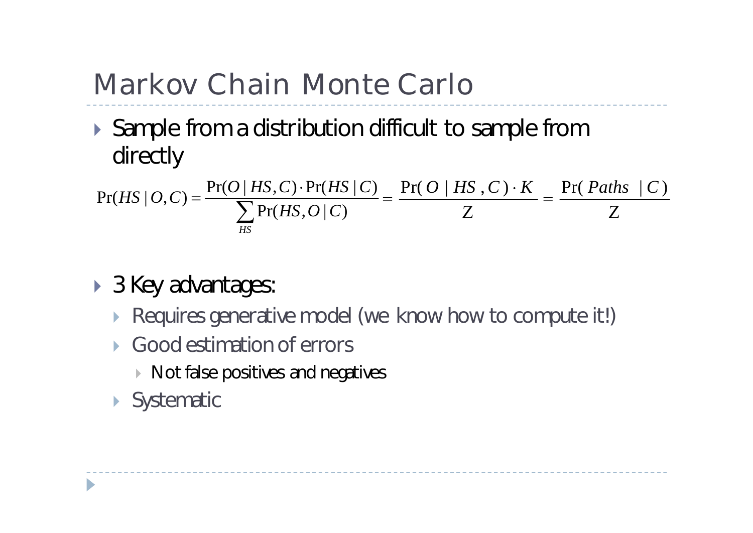# Markov Chain Monte Carlo

- Sample from a distribution difficult to sample from directly

$$\Pr(HS \mid O, C) = \frac{\Pr(O \mid HS, C) \cdot \Pr(HS \mid C)}{\sum_{HS} \Pr(HS, O \mid C)} = \frac{\Pr(O \mid HS, C) \cdot K}{Z} = \frac{\Pr(Paths \mid C)}{Z}$$

- 3 Key advantages:
  - Requires generative model (we know how to compute it!)
  - Good estimation of errors
    - Not false positives and negatives
  - Systematic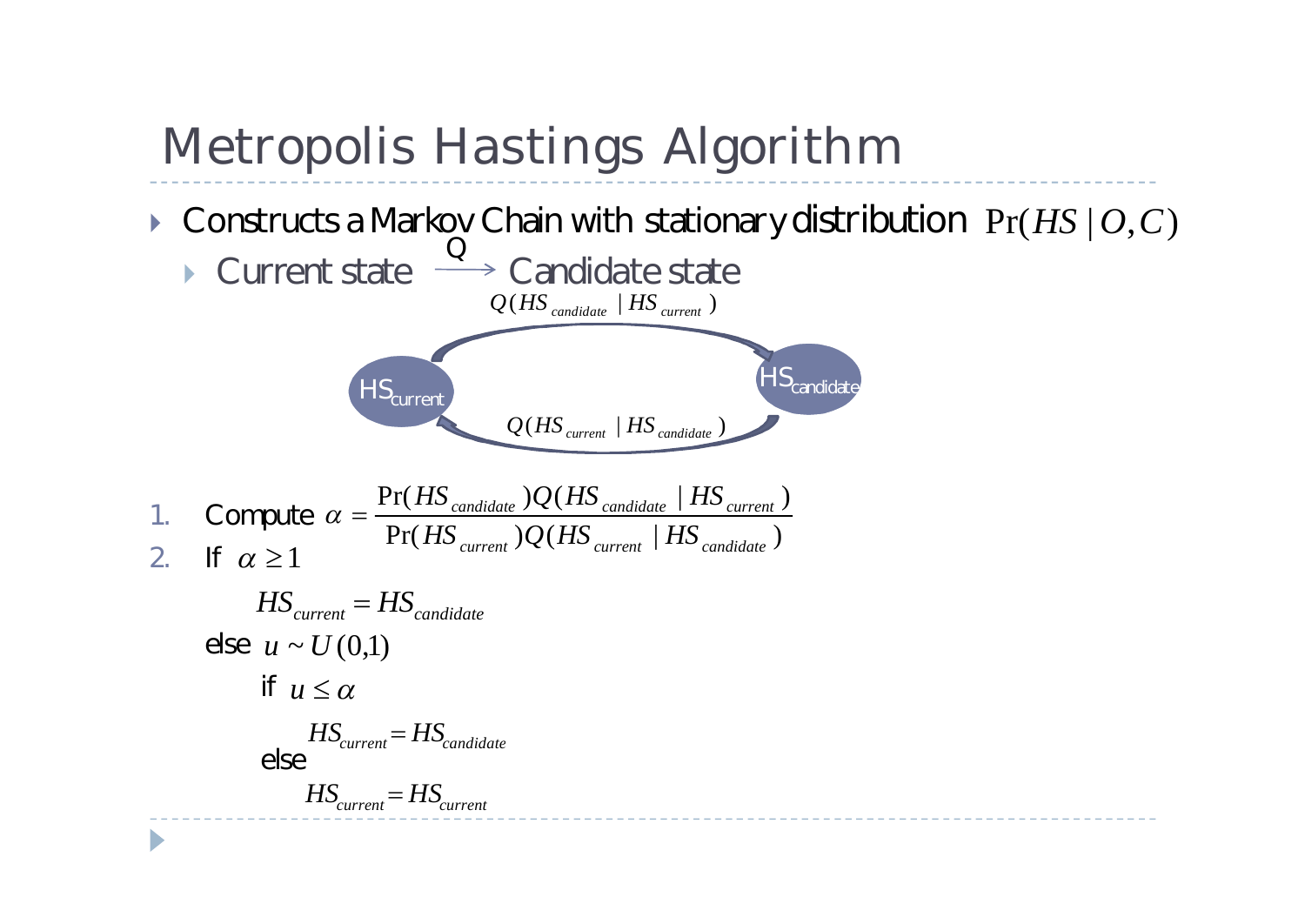# Metropolis Hastings Algorithm

- Constructs a Markov Chain with stationary distribution $\Pr(HS \mid O, C)$
  - Current state $\xrightarrow{Q}$ Candidate state

$Q(HS_{candidate} \mid HS_{current})$

$HS_{current}$ $HS_{candidate}$

$Q(HS_{current} \mid HS_{candidate})$

1. Compute $\alpha = \dfrac{\Pr(HS_{candidate})Q(HS_{candidate} \mid HS_{current})}{\Pr(HS_{current})Q(HS_{current} \mid HS_{candidate})}$
2. If $\alpha \geq 1$

   $HS_{current} = HS_{candidate}$

   else $u \sim U(0,1)$

   &nbsp;&nbsp;&nbsp;&nbsp;if $u \leq \alpha$

   &nbsp;&nbsp;&nbsp;&nbsp;&nbsp;&nbsp;&nbsp;&nbsp;$HS_{current} = HS_{candidate}$

   &nbsp;&nbsp;&nbsp;&nbsp;else

   &nbsp;&nbsp;&nbsp;&nbsp;&nbsp;&nbsp;&nbsp;&nbsp;$HS_{current} = HS_{current}$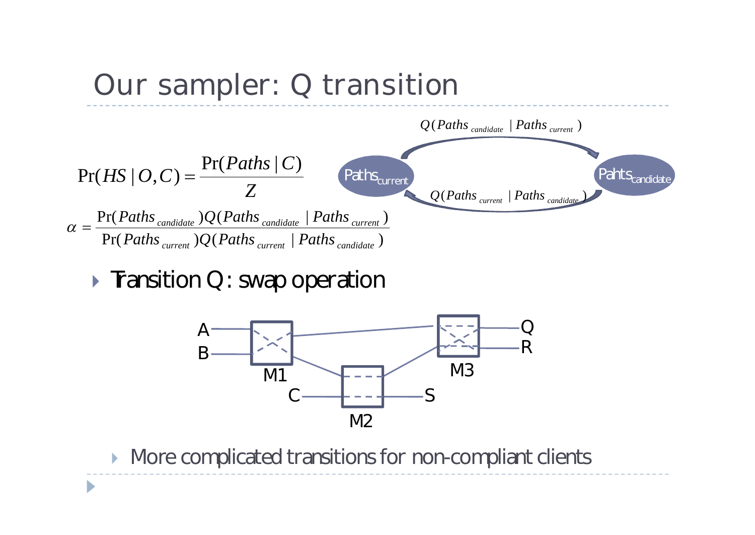# Our sampler: Q transition

$$\Pr(HS \mid O, C) = \frac{\Pr(Paths \mid C)}{Z}$$

$$\alpha = \frac{\Pr(Paths_{candidate})Q(Paths_{candidate} \mid Paths_{current})}{\Pr(Paths_{current})Q(Paths_{current} \mid Paths_{candidate})}$$

Paths$_{current}$ → Pahts$_{candidate}$: $Q(Paths_{candidate} \mid Paths_{current})$

Pahts$_{candidate}$ → Paths$_{current}$: $Q(Paths_{current} \mid Paths_{candidate})$

- Transition Q: swap operation

A, B, C, S, Q, R, M1, M2, M3

- More complicated transitions for non-compliant clients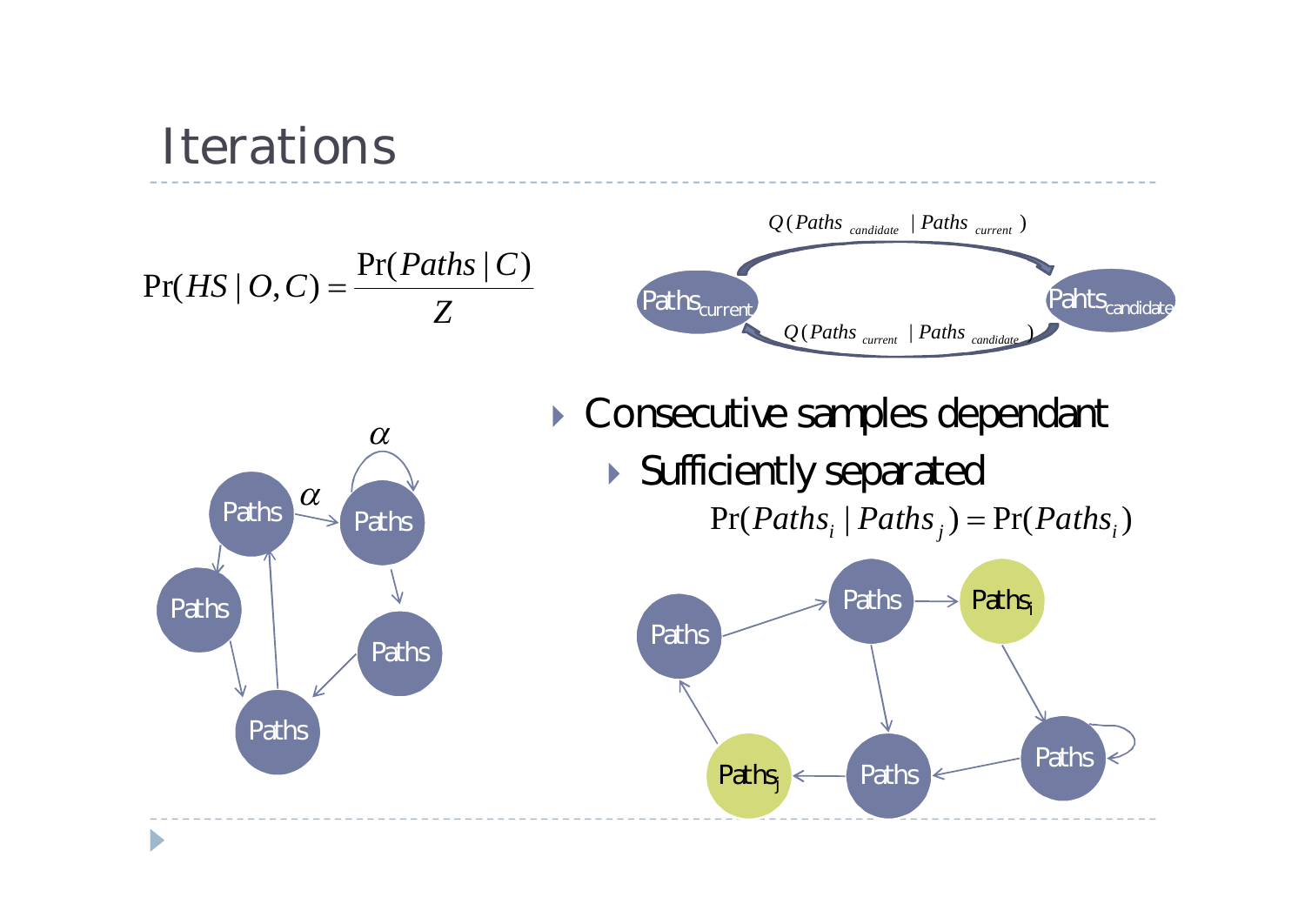# Iterations

$$\Pr(HS \mid O, C) = \frac{\Pr(Paths \mid C)}{Z}$$

$Q(Paths_{candidate} \mid Paths_{current})$

Paths$_{current}$ Pahts$_{candidate}$

$Q(Paths_{current} \mid Paths_{candidate})$

- Consecutive samples dependant
  - Sufficiently separated

$$\Pr(Paths_i \mid Paths_j) = \Pr(Paths_i)$$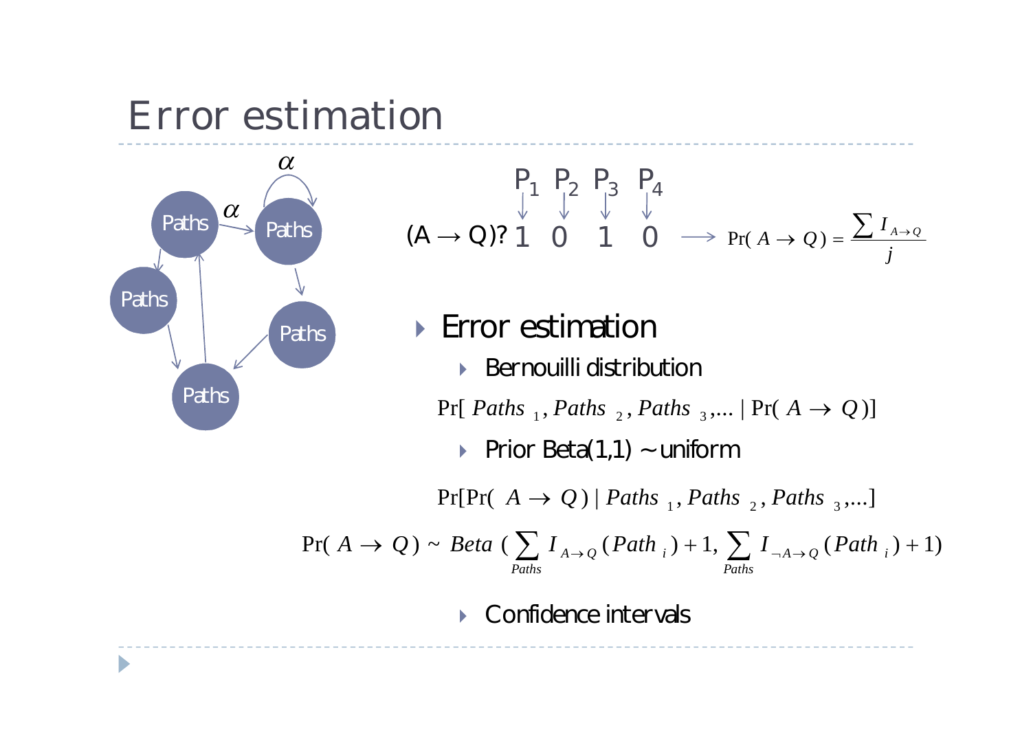# Error estimation

$$(A \rightarrow Q)?\ \overset{P_1}{1}\ \overset{P_2}{0}\ \overset{P_3}{1}\ \overset{P_4}{0} \longrightarrow \Pr(A \rightarrow Q) = \frac{\sum I_{A\rightarrow Q}}{j}$$

- Error estimation
  - Bernouilli distribution

$$\Pr[\,Paths_1, Paths_2, Paths_3, \ldots \mid \Pr(A \rightarrow Q)]$$

  - Prior Beta(1,1) ~ uniform

$$\Pr[\Pr(A \rightarrow Q) \mid Paths_1, Paths_2, Paths_3, \ldots]$$

$$\Pr(A \rightarrow Q) \sim Beta\left(\sum_{Paths} I_{A\rightarrow Q}(Path_i) + 1, \sum_{Paths} I_{\neg A\rightarrow Q}(Path_i) + 1\right)$$

  - Confidence intervals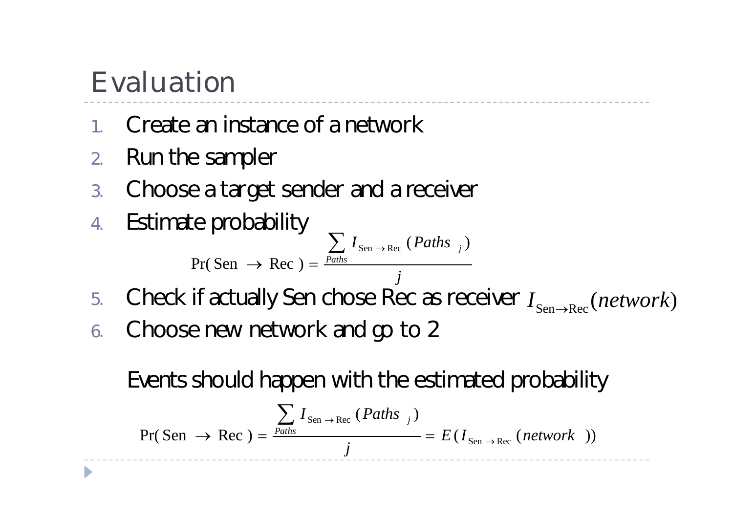# Evaluation

1. Create an instance of a network
2. Run the sampler
3. Choose a target sender and a receiver
4. Estimate probability

$$\Pr(\text{Sen} \rightarrow \text{Rec}) = \frac{\sum_{Paths} I_{\text{Sen} \rightarrow \text{Rec}}(Paths_j)}{j}$$

5. Check if actually Sen chose Rec as receiver $I_{\text{Sen} \rightarrow \text{Rec}}(network)$
6. Choose new network and go to 2

Events should happen with the estimated probability

$$\Pr(\text{Sen} \rightarrow \text{Rec}) = \frac{\sum_{Paths} I_{\text{Sen} \rightarrow \text{Rec}}(Paths_j)}{j} = E(I_{\text{Sen} \rightarrow \text{Rec}}(network))$$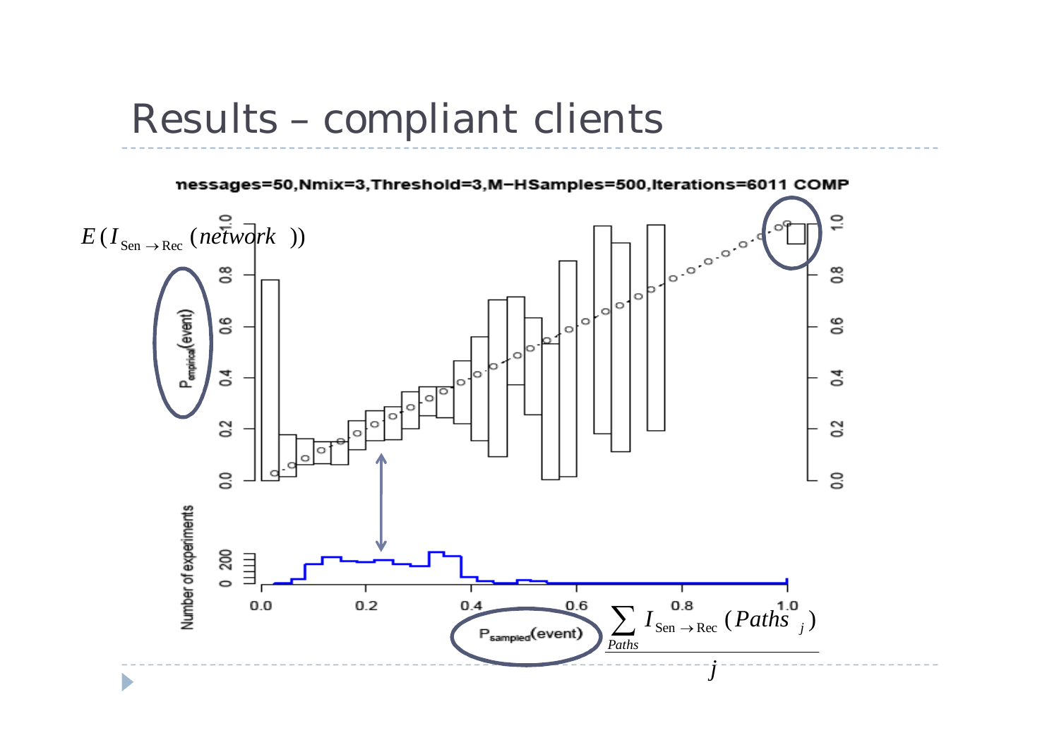# Results – compliant clients

nessages=50,Nmix=3,Threshold=3,M−HSamples=500,Iterations=6011 COMP

$E(I_{\text{Sen}\rightarrow\text{Rec}}(network))$

$P_{empirical}$(event)

Number of experiments

$P_{sampled}$(event)

$$\frac{\sum_{Paths} I_{\text{Sen}\rightarrow\text{Rec}}(Paths_j)}{j}$$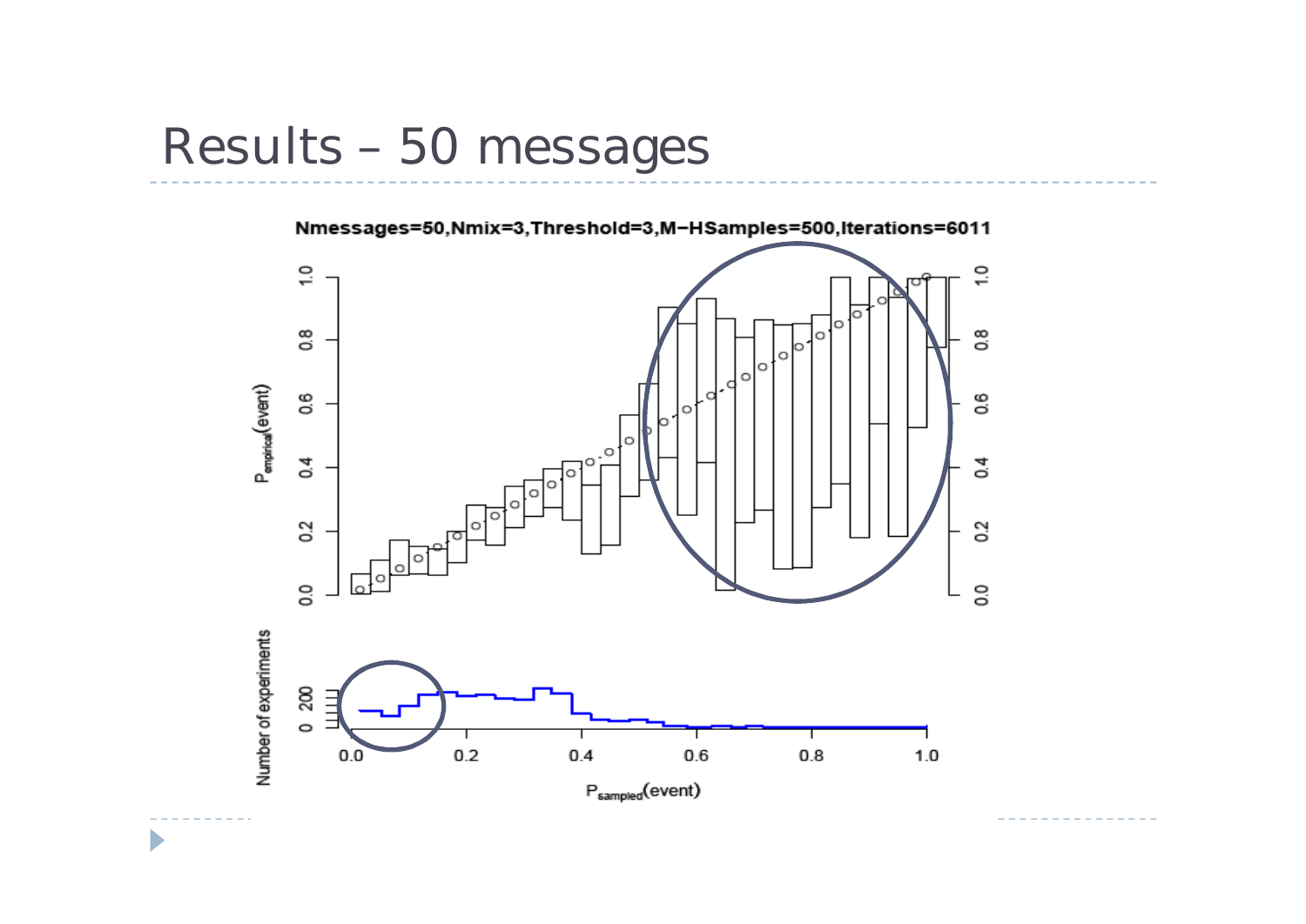# Results – 50 messages

Nmessages=50,Nmix=3,Threshold=3,M−HSamples=500,Iterations=6011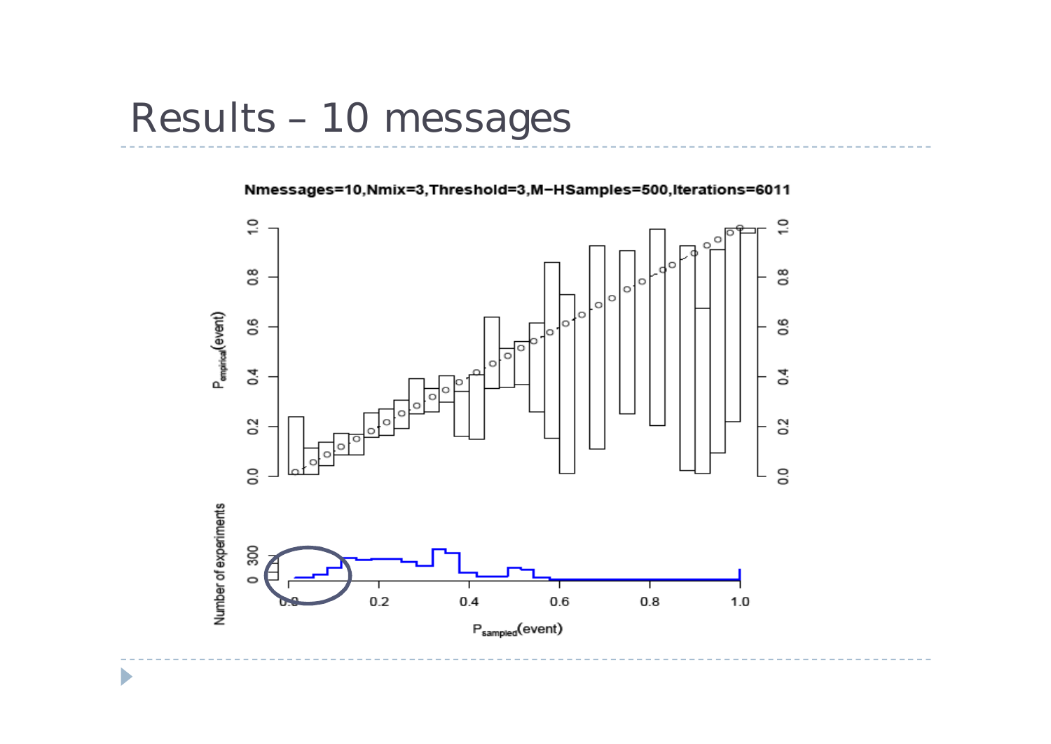# Results – 10 messages

Nmessages=10,Nmix=3,Threshold=3,M−HSamples=500,Iterations=6011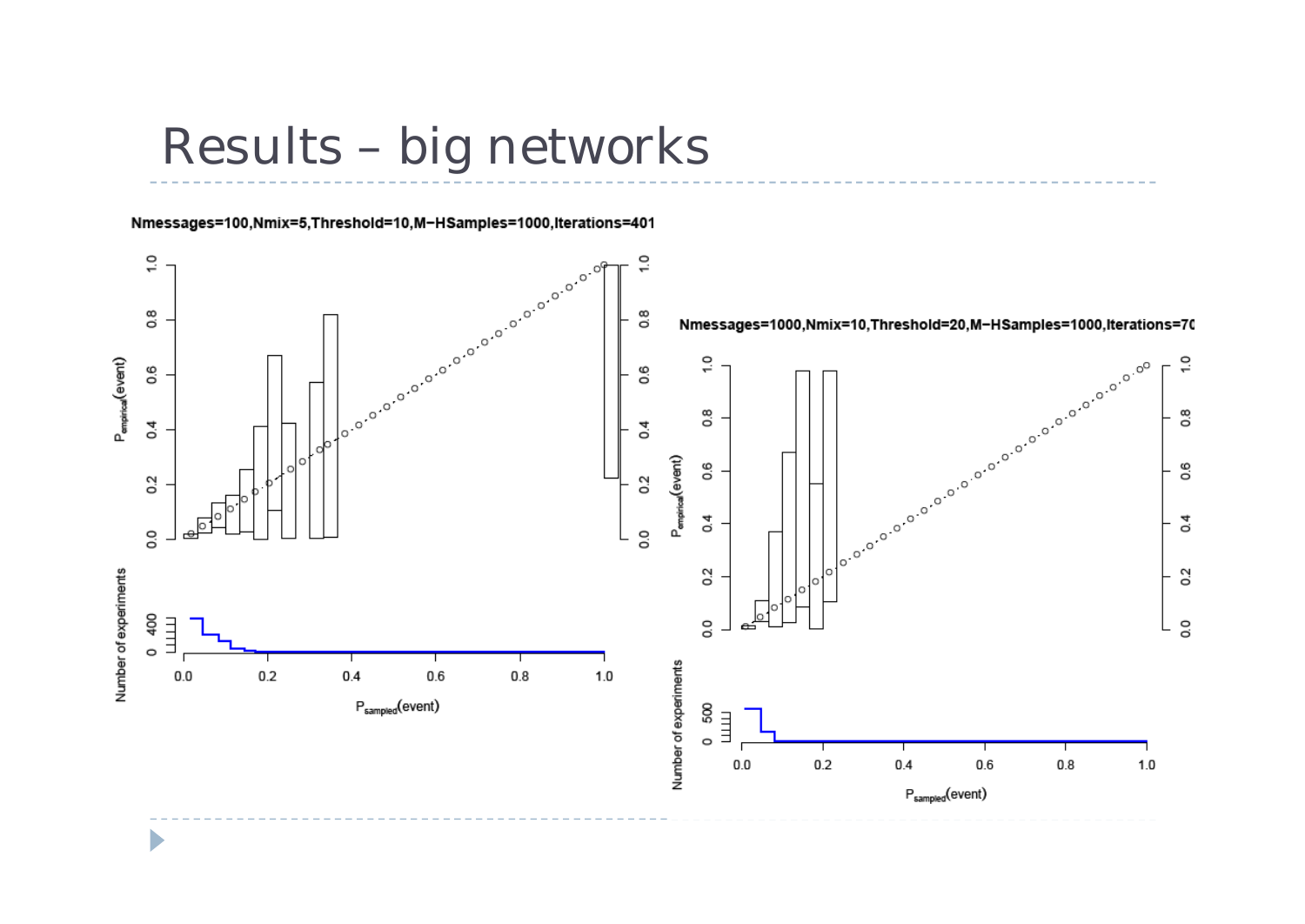# Results – big networks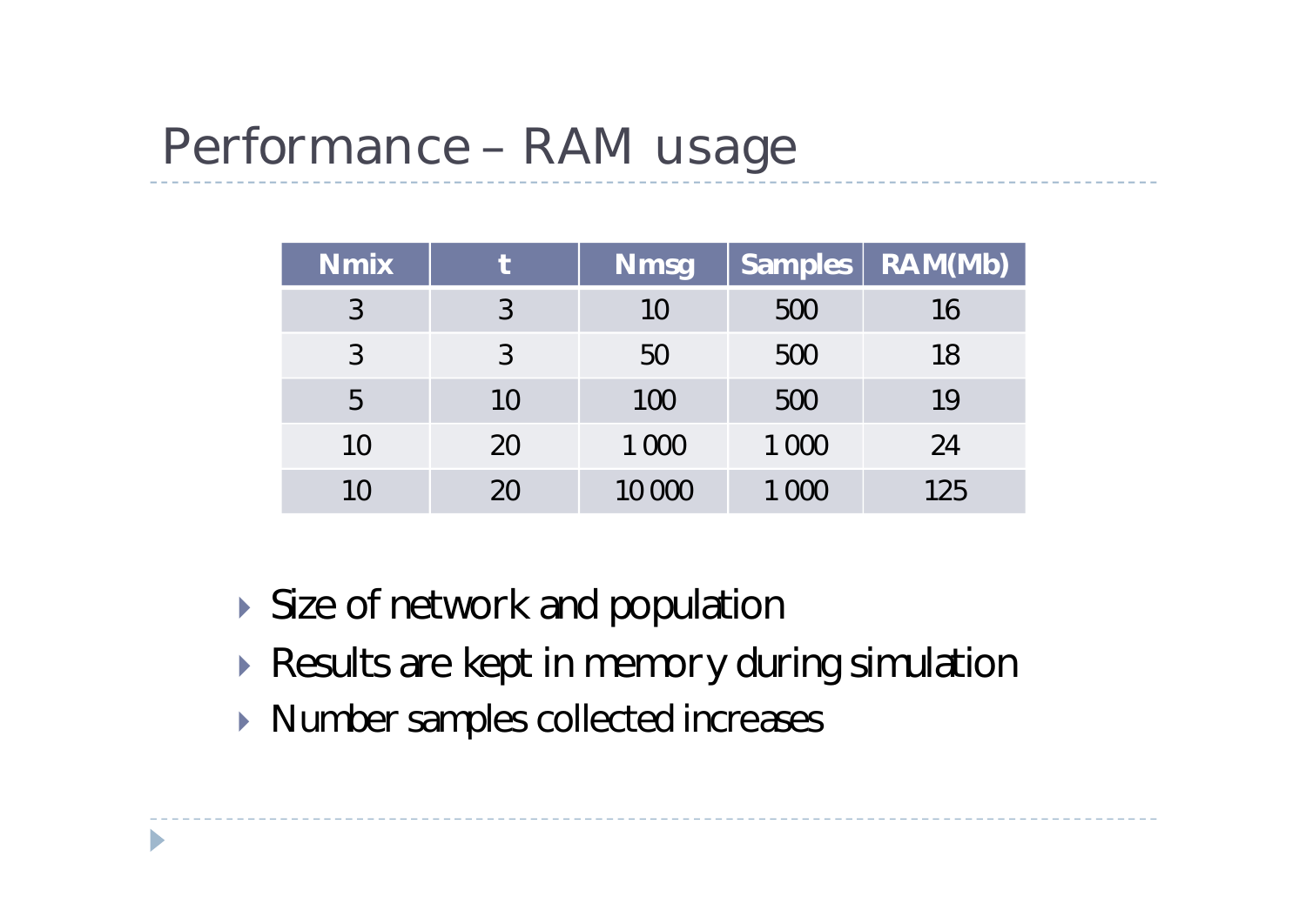# Performance – RAM usage

| Nmix | t | Nmsg | Samples | RAM(Mb) |
|---|---|---|---|---|
| 3 | 3 | 10 | 500 | 16 |
| 3 | 3 | 50 | 500 | 18 |
| 5 | 10 | 100 | 500 | 19 |
| 10 | 20 | 1 000 | 1 000 | 24 |
| 10 | 20 | 10 000 | 1 000 | 125 |

- Size of network and population
- Results are kept in memory during simulation
- Number samples collected increases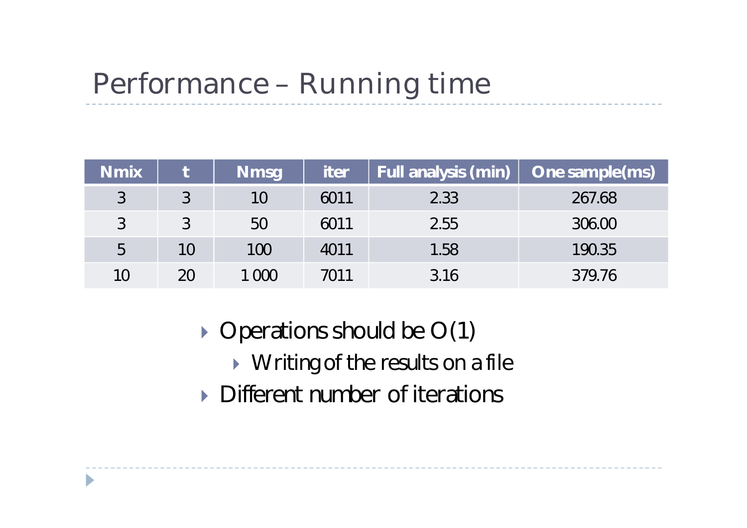# Performance – Running time

| Nmix | t | Nmsg | iter | Full analysis (min) | One sample(ms) |
|---|---|---|---|---|---|
| 3 | 3 | 10 | 6011 | 2.33 | 267.68 |
| 3 | 3 | 50 | 6011 | 2.55 | 306.00 |
| 5 | 10 | 100 | 4011 | 1.58 | 190.35 |
| 10 | 20 | 1 000 | 7011 | 3.16 | 379.76 |

- Operations should be O(1)
  - Writing of the results on a file
- Different number of iterations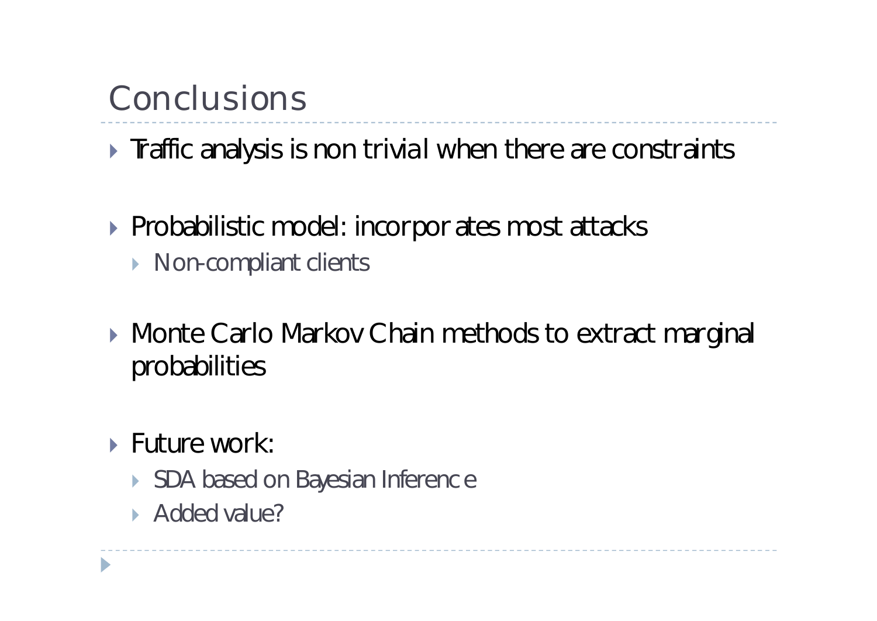# Conclusions

- Traffic analysis is non trivial when there are constraints
- Probabilistic model: incorporates most attacks
  - Non-compliant clients
- Monte Carlo Markov Chain methods to extract marginal probabilities
- Future work:
  - SDA based on Bayesian Inference
  - Added value?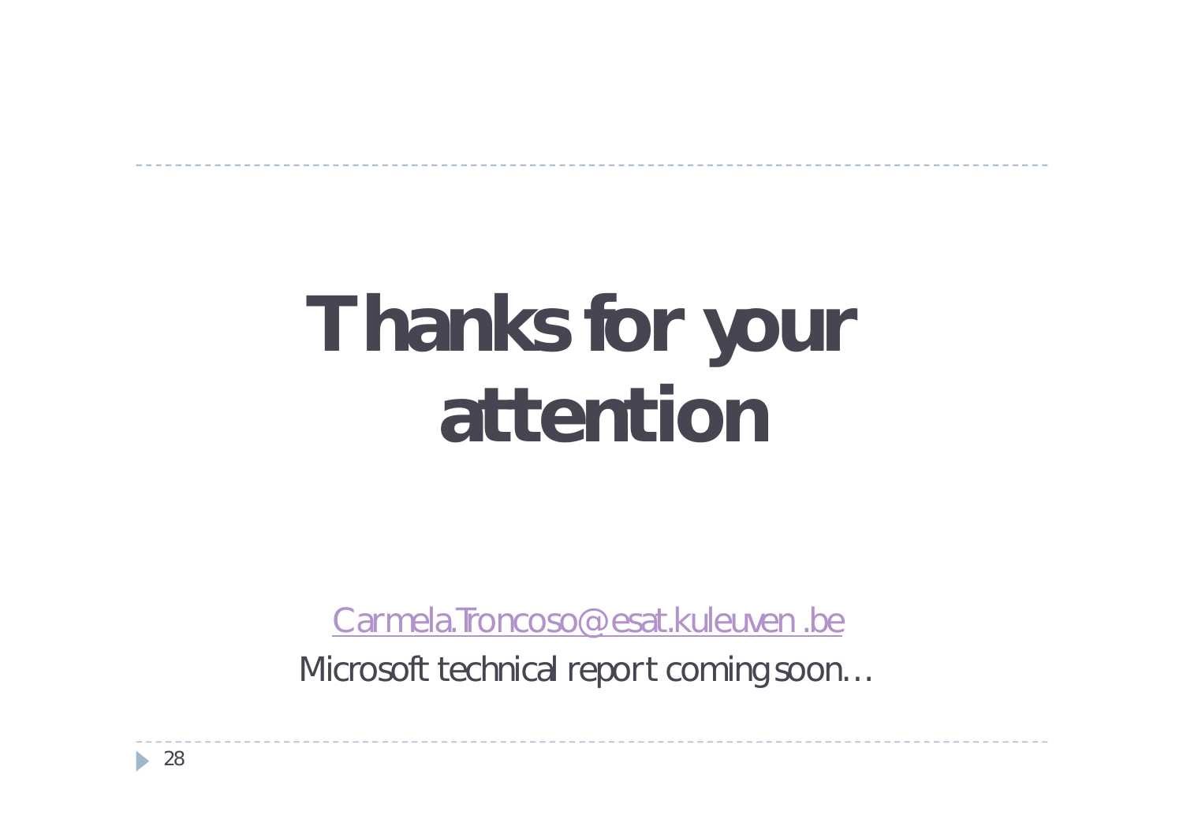# Thanks for your attention

Carmela.Troncoso@esat.kuleuven.be

Microsoft technical report coming soon…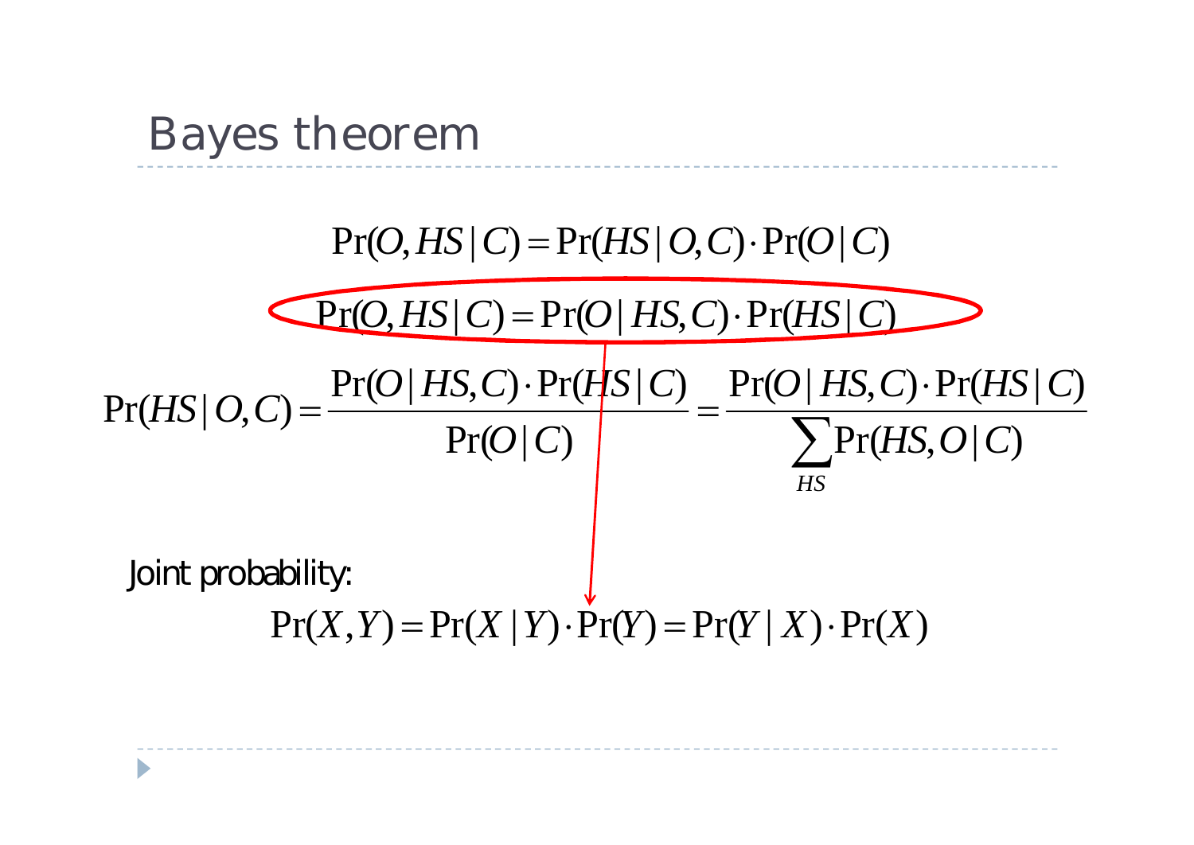# Bayes theorem

$$\Pr(O, HS \mid C) = \Pr(HS \mid O, C) \cdot \Pr(O \mid C)$$

$$\Pr(O, HS \mid C) = \Pr(O \mid HS, C) \cdot \Pr(HS \mid C)$$

$$\Pr(HS \mid O, C) = \frac{\Pr(O \mid HS, C) \cdot \Pr(HS \mid C)}{\Pr(O \mid C)} = \frac{\Pr(O \mid HS, C) \cdot \Pr(HS \mid C)}{\sum_{HS} \Pr(HS, O \mid C)}$$

Joint probability:

$$\Pr(X, Y) = \Pr(X \mid Y) \cdot \Pr(Y) = \Pr(Y \mid X) \cdot \Pr(X)$$